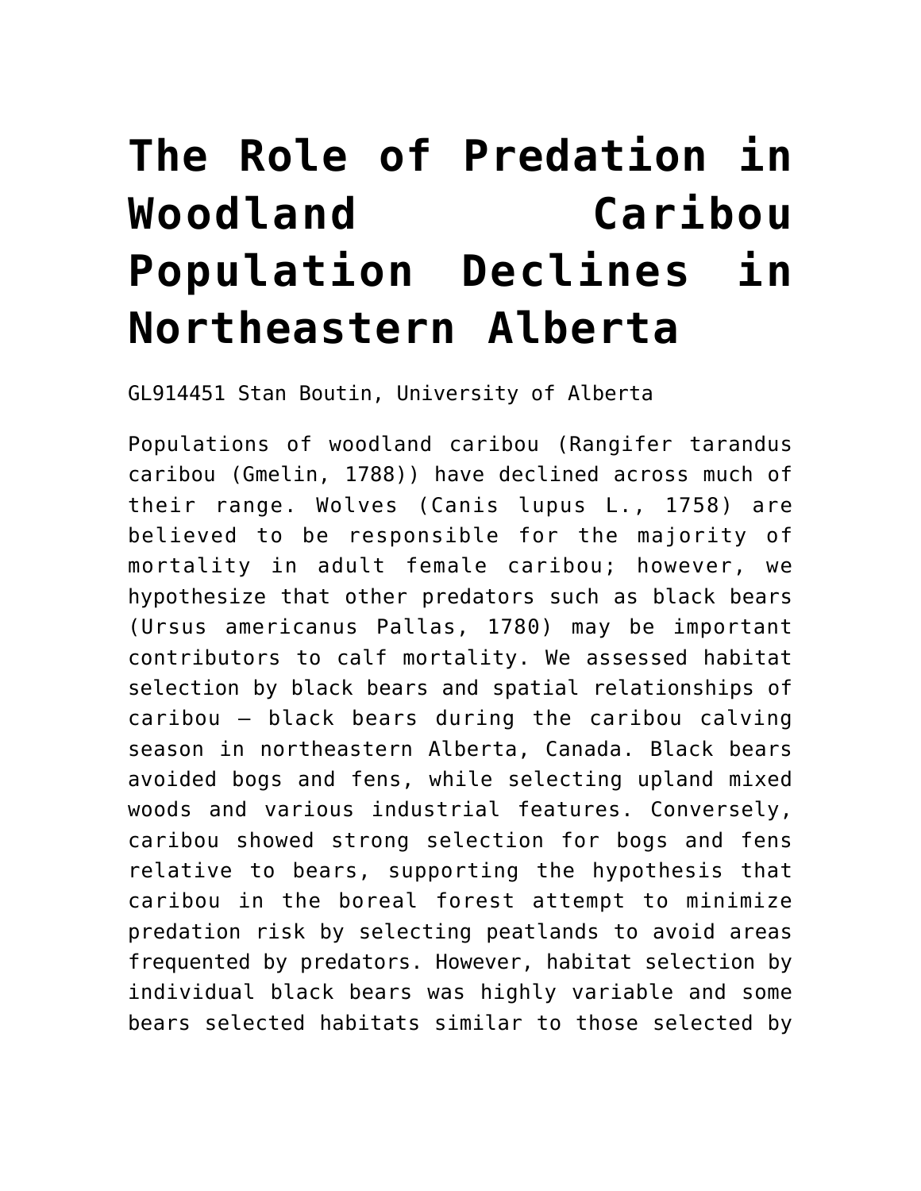# The Role of Predation in Woodland Caribou Population Declines in Northeastern Alberta

GL914451 Stan Boutin, University of Alberta

Populations of woodland caribou (Rangifer tarandus caribou (Gmelin, 1788)) have declined across much of their range. Wolves (Canis lupus L., 1758) are believed to be responsible for the majority of mortality in adult female caribou; however, we hypothesize that other predators such as black bears (Ursus americanus Pallas, 1780) may be important contributors to calf mortality. We assessed habitat selection by black bears and spatial relationships of caribou – black bears during the caribou calving season in northeastern Alberta, Canada. Black bears avoided bogs and fens, while selecting upland mixed woods and various industrial features. Conversely, caribou showed strong selection for bogs and fens relative to bears, supporting the hypothesis that caribou in the boreal forest attempt to minimize predation risk by selecting peatlands to avoid areas frequented by predators. However, habitat selection by individual black bears was highly variable and some bears selected habitats similar to those selected by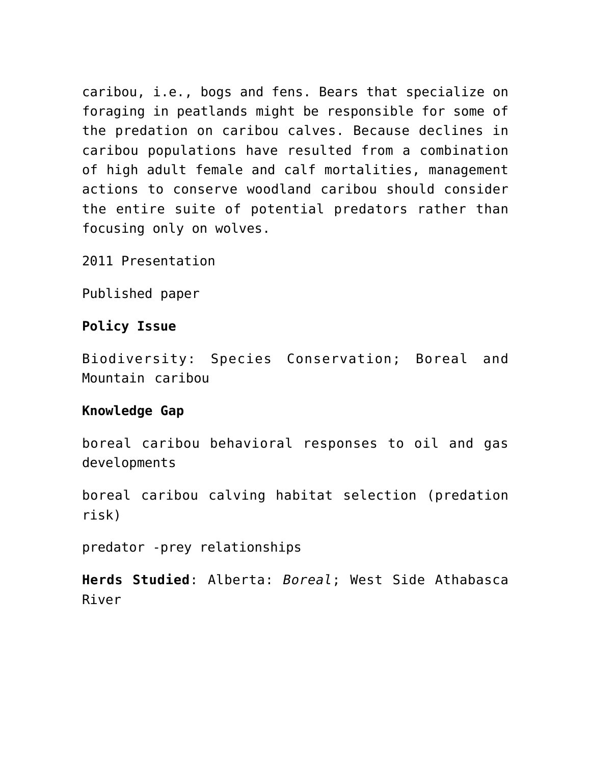caribou, i.e., bogs and fens. Bears that specialize on foraging in peatlands might be responsible for some of the predation on caribou calves. Because declines in caribou populations have resulted from a combination of high adult female and calf mortalities, management actions to conserve woodland caribou should consider the entire suite of potential predators rather than focusing only on wolves.

2011 Presentation

Published paper

**Policy Issue**

Biodiversity: Species Conservation; Boreal and Mountain caribou

**Knowledge Gap**

boreal caribou behavioral responses to oil and gas developments

boreal caribou calving habitat selection (predation risk)

predator -prey relationships

**Herds Studied**: Alberta: *Boreal*; West Side Athabasca River